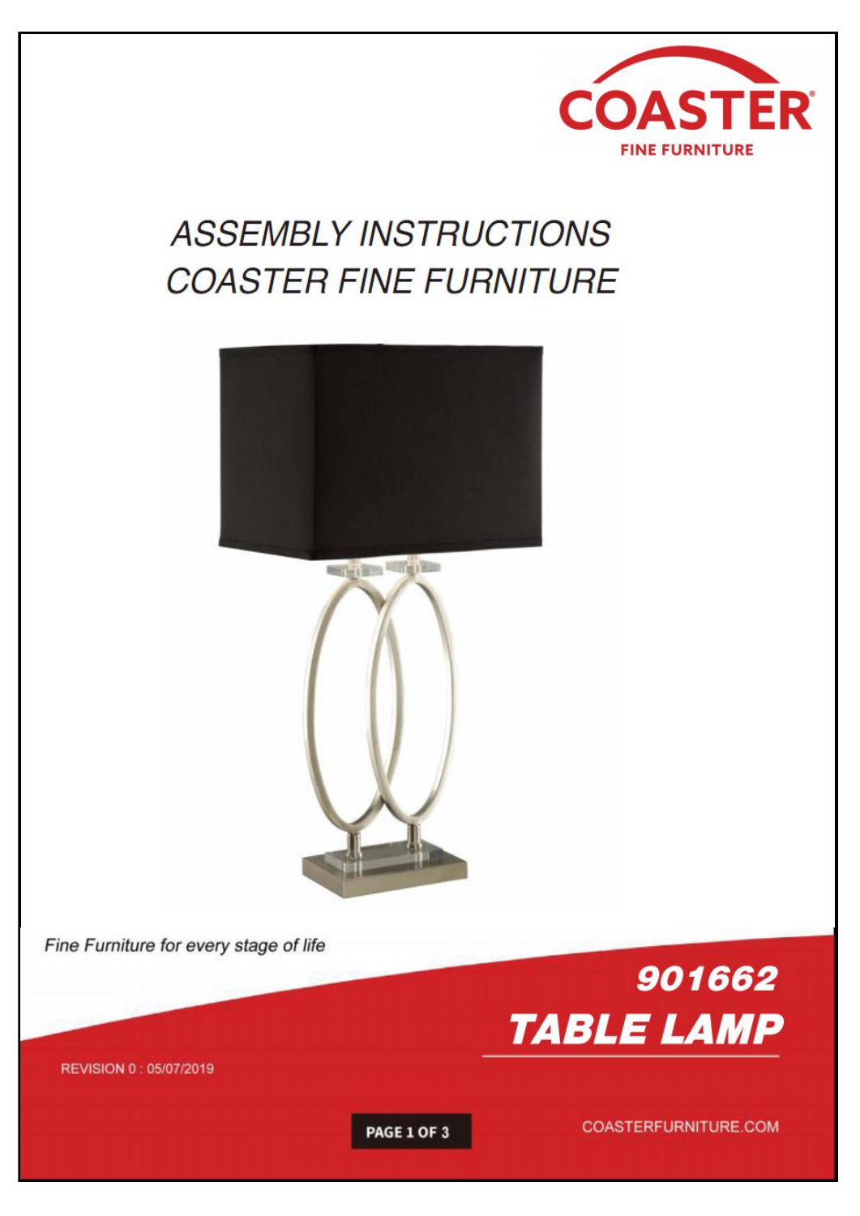COASTER

FINE FURNITURE

# ASSEMBLY INSTRUCTIONS
# COASTER FINE FURNITURE

*Fine Furniture for every stage of life*

## 901662
## TABLE LAMP

REVISION 0 : 05/07/2019

COASTERFURNITURE.COM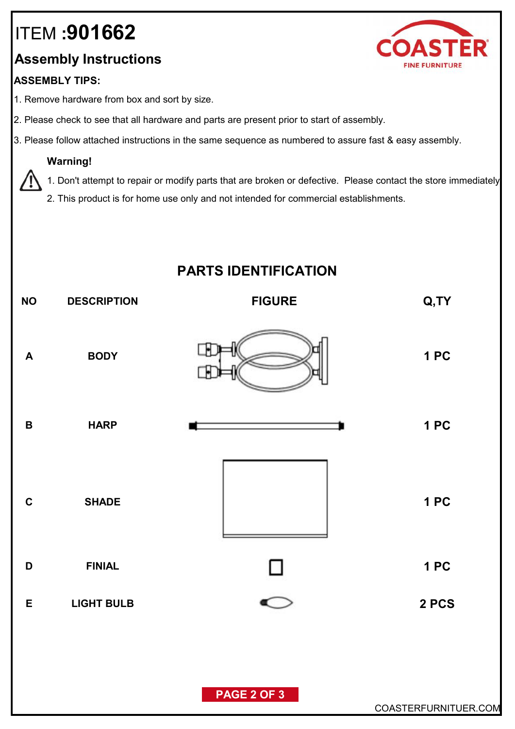# ITEM :**901662**

COASTER
FINE FURNITURE

## Assembly Instructions

**ASSEMBLY TIPS:**

1. Remove hardware from box and sort by size.
2. Please check to see that all hardware and parts are present prior to start of assembly.
3. Please follow attached instructions in the same sequence as numbered to assure fast & easy assembly.

**Warning!**

1. Don't attempt to repair or modify parts that are broken or defective. Please contact the store immediately
2. This product is for home use only and not intended for commercial establishments.

## PARTS IDENTIFICATION

| NO | DESCRIPTION | FIGURE | Q,TY |
|---|---|---|---|
| A | BODY | | 1 PC |
| B | HARP | | 1 PC |
| C | SHADE | | 1 PC |
| D | FINIAL | | 1 PC |
| E | LIGHT BULB | | 2 PCS |

COASTERFURNITUER.COM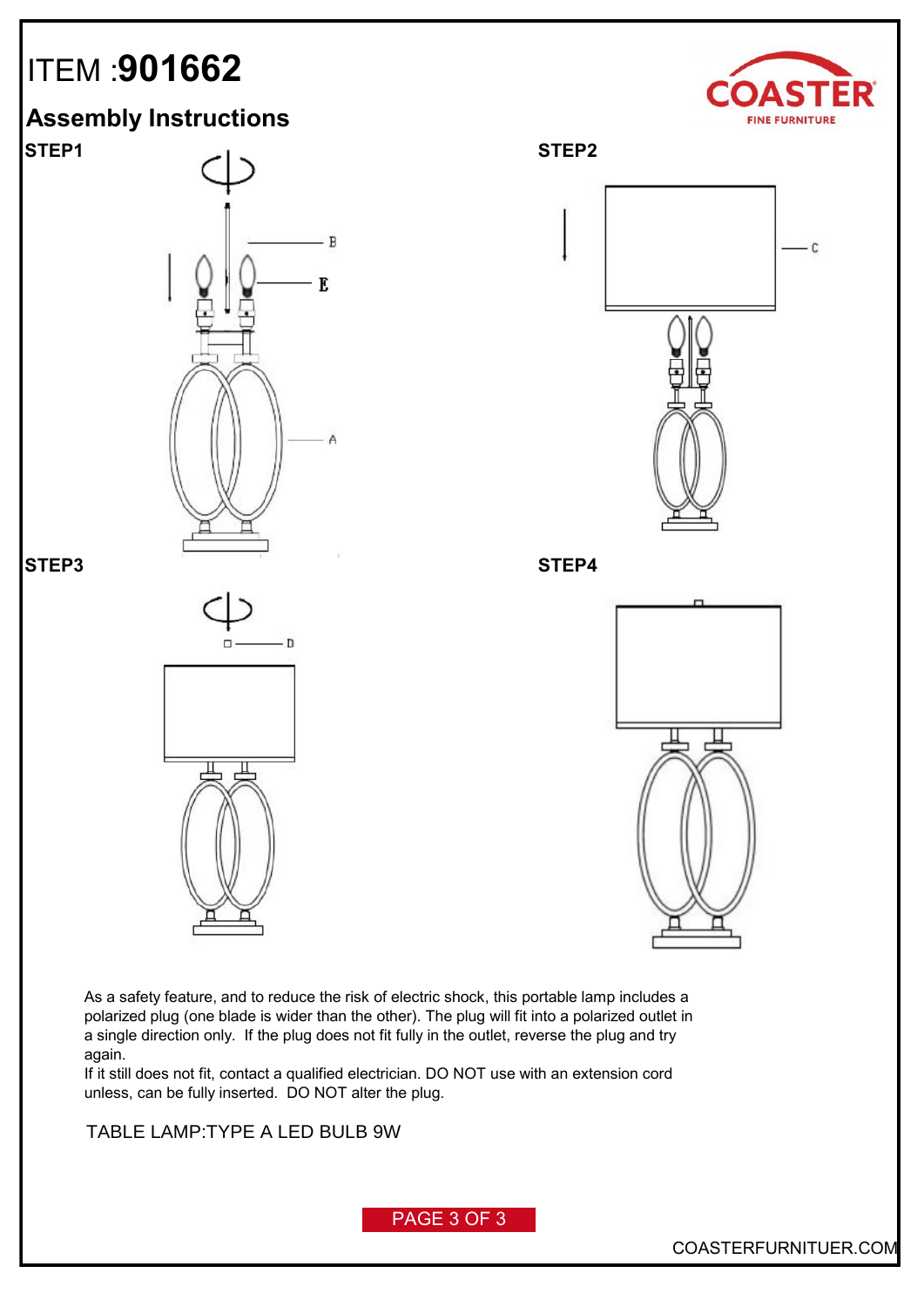# ITEM :**901662**

## Assembly Instructions

**STEP1**

**STEP2**

**STEP3**

**STEP4**

As a safety feature, and to reduce the risk of electric shock, this portable lamp includes a polarized plug (one blade is wider than the other). The plug will fit into a polarized outlet in a single direction only. If the plug does not fit fully in the outlet, reverse the plug and try again.
If it still does not fit, contact a qualified electrician. DO NOT use with an extension cord unless, can be fully inserted. DO NOT alter the plug.

TABLE LAMP:TYPE A LED BULB 9W

COASTERFURNITUER.COM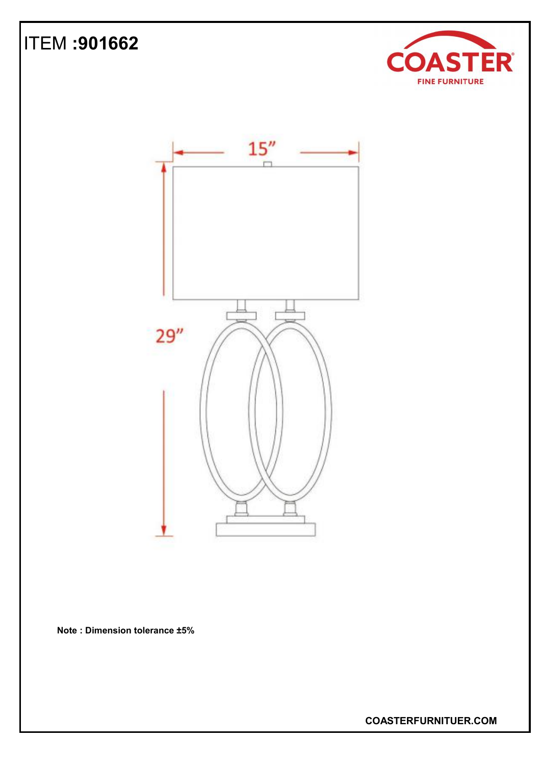# ITEM :901662

COASTER
FINE FURNITURE

15"

29"

**Note : Dimension tolerance ±5%**

**COASTERFURNITUER.COM**